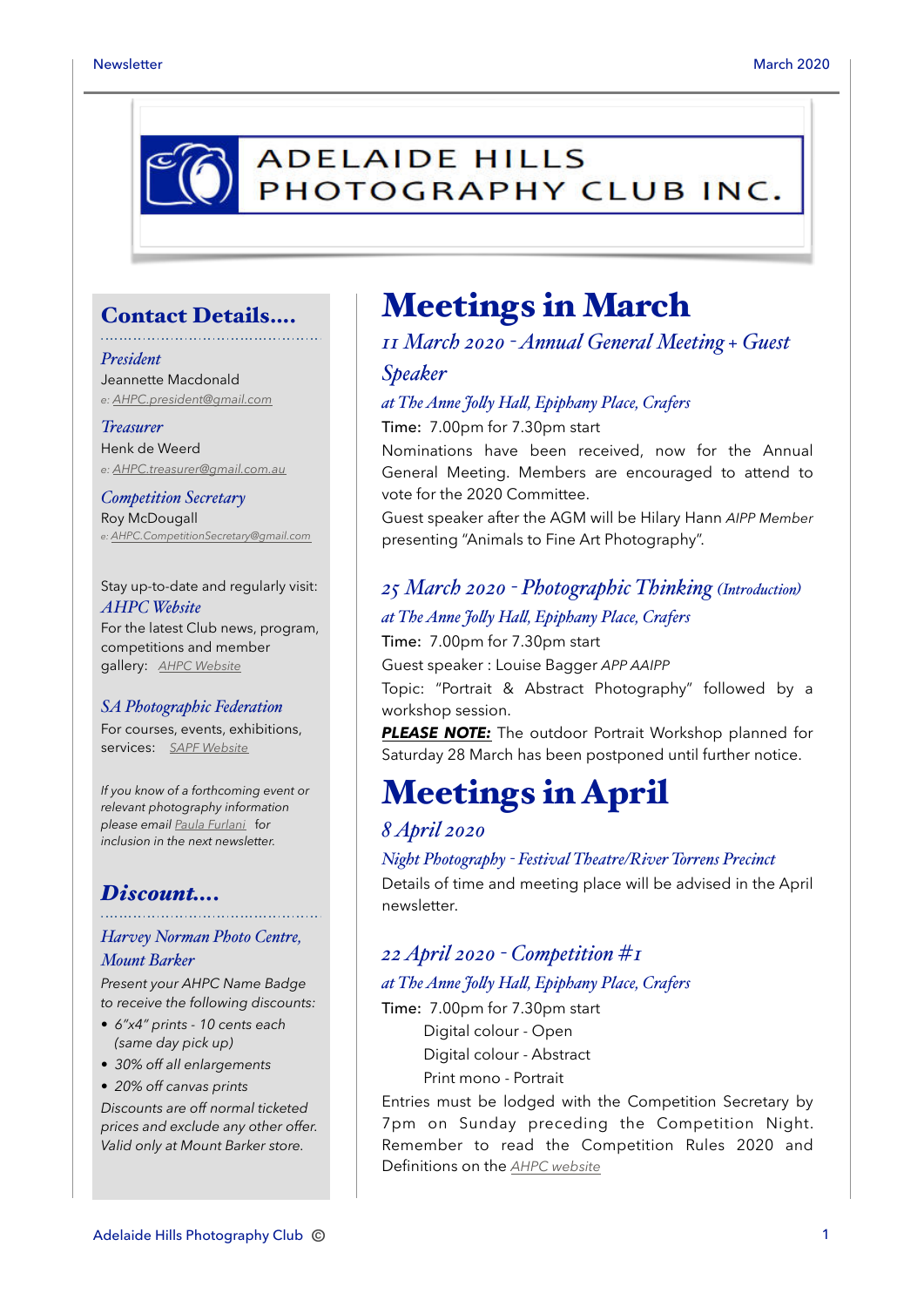# ADELAIDE HILLS PHOTOGRAPHY CLUB INC.

## Contact Details....

*President*
Jeannette Macdonald
*e: AHPC.president@gmail.com*

*Treasurer*
Henk de Weerd
*e: AHPC.treasurer@gmail.com.au*

*Competition Secretary*
Roy McDougall
*e: AHPC.CompetitionSecretary@gmail.com*

Stay up-to-date and regularly visit:
*AHPC Website*
For the latest Club news, program, competitions and member gallery: *AHPC Website*

*SA Photographic Federation*
For courses, events, exhibitions, services: *SAPF Website*

*If you know of a forthcoming event or relevant photography information please email Paula Furlani for inclusion in the next newsletter.*

## Discount....

*Harvey Norman Photo Centre, Mount Barker*

*Present your AHPC Name Badge to receive the following discounts:*

- *6"x4" prints - 10 cents each (same day pick up)*
- *30% off all enlargements*
- *20% off canvas prints*

*Discounts are off normal ticketed prices and exclude any other offer. Valid only at Mount Barker store.*

# Meetings in March

### *11 March 2020 - Annual General Meeting + Guest Speaker*

*at The Anne Jolly Hall, Epiphany Place, Crafers*

Time: 7.00pm for 7.30pm start

Nominations have been received, now for the Annual General Meeting. Members are encouraged to attend to vote for the 2020 Committee.

Guest speaker after the AGM will be Hilary Hann *AIPP Member* presenting "Animals to Fine Art Photography".

### *25 March 2020 - Photographic Thinking (Introduction)*

*at The Anne Jolly Hall, Epiphany Place, Crafers*

Time: 7.00pm for 7.30pm start

Guest speaker : Louise Bagger *APP AAIPP*

Topic: "Portrait & Abstract Photography" followed by a workshop session.

***PLEASE NOTE:*** The outdoor Portrait Workshop planned for Saturday 28 March has been postponed until further notice.

# Meetings in April

### *8 April 2020*

*Night Photography - Festival Theatre/River Torrens Precinct*

Details of time and meeting place will be advised in the April newsletter.

### *22 April 2020 - Competition #1*

*at The Anne Jolly Hall, Epiphany Place, Crafers*

Time: 7.00pm for 7.30pm start

Digital colour - Open
Digital colour - Abstract
Print mono - Portrait

Entries must be lodged with the Competition Secretary by 7pm on Sunday preceding the Competition Night. Remember to read the Competition Rules 2020 and Definitions on the *AHPC website*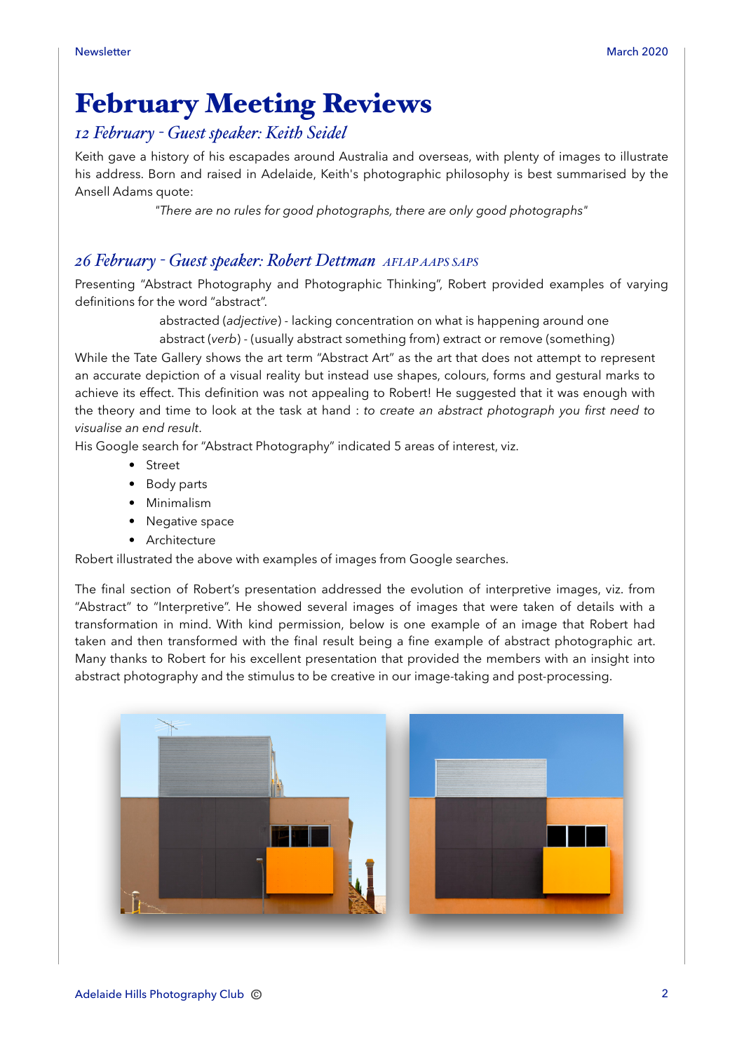# February Meeting Reviews

## *12 February - Guest speaker: Keith Seidel*

Keith gave a history of his escapades around Australia and overseas, with plenty of images to illustrate his address. Born and raised in Adelaide, Keith's photographic philosophy is best summarised by the Ansell Adams quote:

> *"There are no rules for good photographs, there are only good photographs"*

## *26 February - Guest speaker: Robert Dettman AFIAP AAPS SAPS*

Presenting "Abstract Photography and Photographic Thinking", Robert provided examples of varying definitions for the word "abstract".

> abstracted (*adjective*) - lacking concentration on what is happening around one
> abstract (*verb*) - (usually abstract something from) extract or remove (something)

While the Tate Gallery shows the art term "Abstract Art" as the art that does not attempt to represent an accurate depiction of a visual reality but instead use shapes, colours, forms and gestural marks to achieve its effect. This definition was not appealing to Robert! He suggested that it was enough with the theory and time to look at the task at hand : *to create an abstract photograph you first need to visualise an end result*.

His Google search for "Abstract Photography" indicated 5 areas of interest, viz.

- Street
- Body parts
- Minimalism
- Negative space
- Architecture

Robert illustrated the above with examples of images from Google searches.

The final section of Robert's presentation addressed the evolution of interpretive images, viz. from "Abstract" to "Interpretive". He showed several images of images that were taken of details with a transformation in mind. With kind permission, below is one example of an image that Robert had taken and then transformed with the final result being a fine example of abstract photographic art. Many thanks to Robert for his excellent presentation that provided the members with an insight into abstract photography and the stimulus to be creative in our image-taking and post-processing.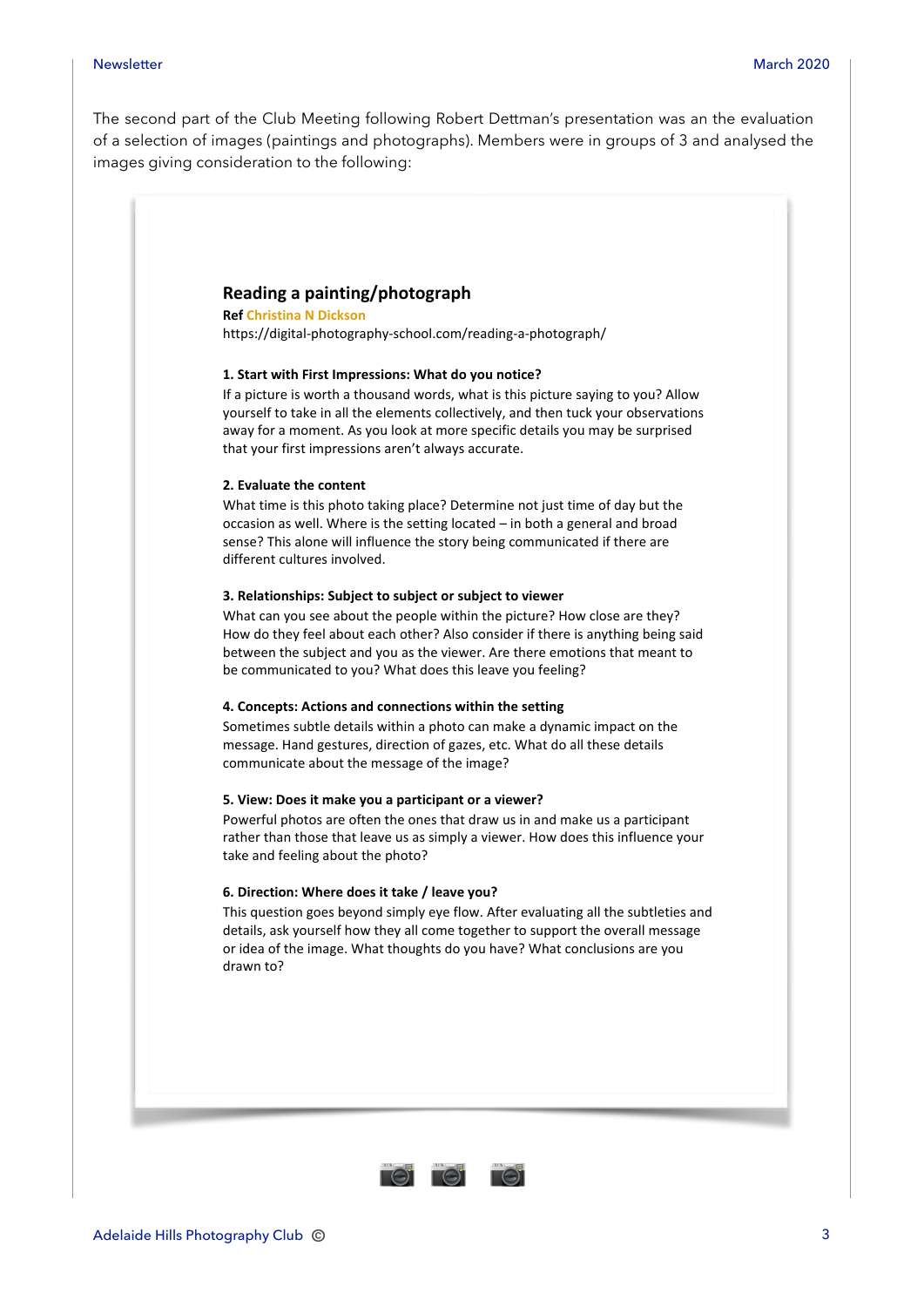The second part of the Club Meeting following Robert Dettman's presentation was an the evaluation of a selection of images (paintings and photographs). Members were in groups of 3 and analysed the images giving consideration to the following:

## Reading a painting/photograph

**Ref** **Christina N Dickson**

https://digital-photography-school.com/reading-a-photograph/

**1. Start with First Impressions: What do you notice?**

If a picture is worth a thousand words, what is this picture saying to you? Allow yourself to take in all the elements collectively, and then tuck your observations away for a moment. As you look at more specific details you may be surprised that your first impressions aren't always accurate.

**2. Evaluate the content**

What time is this photo taking place? Determine not just time of day but the occasion as well. Where is the setting located – in both a general and broad sense? This alone will influence the story being communicated if there are different cultures involved.

**3. Relationships: Subject to subject or subject to viewer**

What can you see about the people within the picture? How close are they? How do they feel about each other? Also consider if there is anything being said between the subject and you as the viewer. Are there emotions that meant to be communicated to you? What does this leave you feeling?

**4. Concepts: Actions and connections within the setting**

Sometimes subtle details within a photo can make a dynamic impact on the message. Hand gestures, direction of gazes, etc. What do all these details communicate about the message of the image?

**5. View: Does it make you a participant or a viewer?**

Powerful photos are often the ones that draw us in and make us a participant rather than those that leave us as simply a viewer. How does this influence your take and feeling about the photo?

**6. Direction: Where does it take / leave you?**

This question goes beyond simply eye flow. After evaluating all the subtleties and details, ask yourself how they all come together to support the overall message or idea of the image. What thoughts do you have? What conclusions are you drawn to?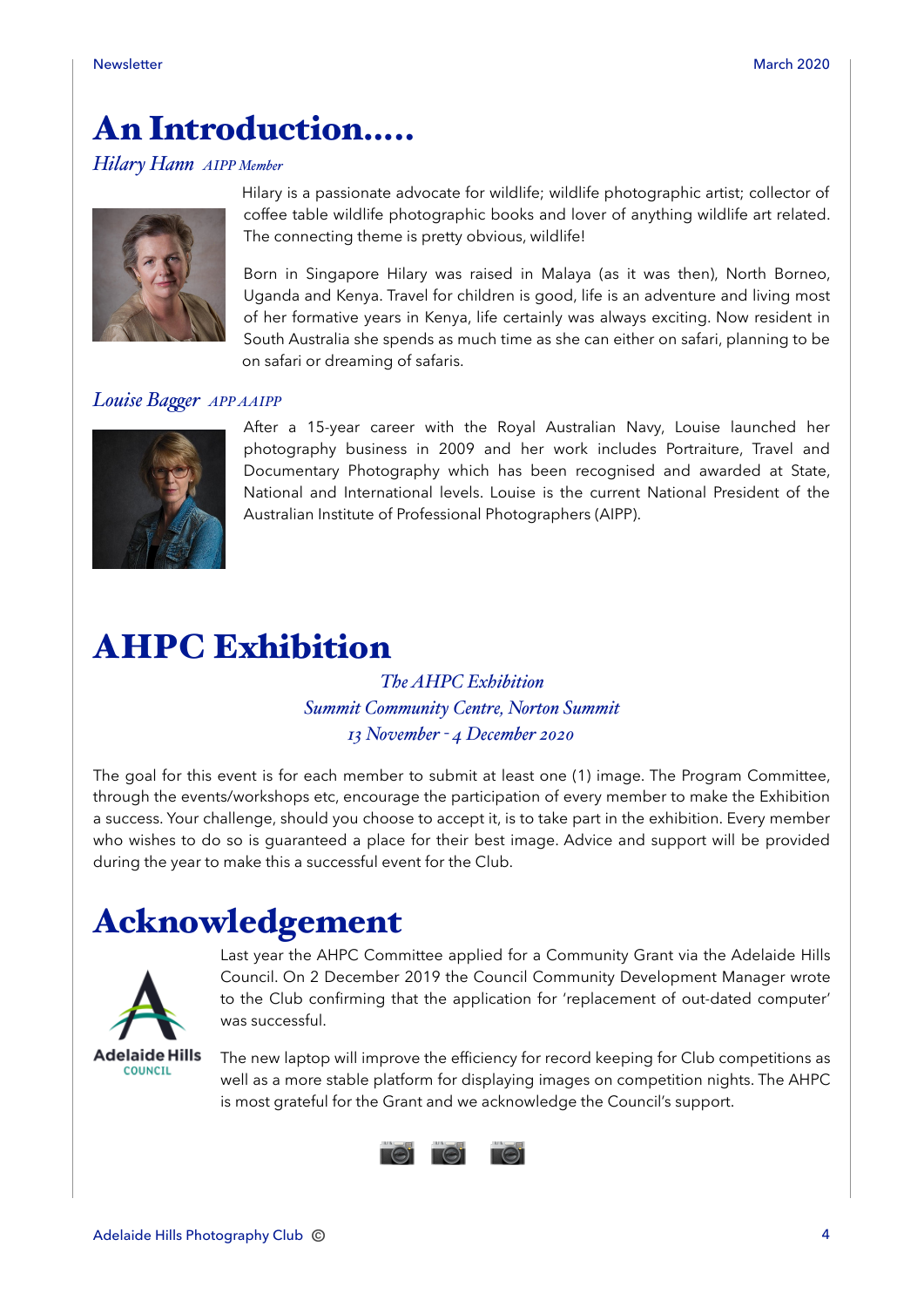# An Introduction.....

*Hilary Hann AIPP Member*

Hilary is a passionate advocate for wildlife; wildlife photographic artist; collector of coffee table wildlife photographic books and lover of anything wildlife art related. The connecting theme is pretty obvious, wildlife!

Born in Singapore Hilary was raised in Malaya (as it was then), North Borneo, Uganda and Kenya. Travel for children is good, life is an adventure and living most of her formative years in Kenya, life certainly was always exciting. Now resident in South Australia she spends as much time as she can either on safari, planning to be on safari or dreaming of safaris.

*Louise Bagger APP AAIPP*

After a 15-year career with the Royal Australian Navy, Louise launched her photography business in 2009 and her work includes Portraiture, Travel and Documentary Photography which has been recognised and awarded at State, National and International levels. Louise is the current National President of the Australian Institute of Professional Photographers (AIPP).

# AHPC Exhibition

*The AHPC Exhibition*
*Summit Community Centre, Norton Summit*
*13 November - 4 December 2020*

The goal for this event is for each member to submit at least one (1) image. The Program Committee, through the events/workshops etc, encourage the participation of every member to make the Exhibition a success. Your challenge, should you choose to accept it, is to take part in the exhibition. Every member who wishes to do so is guaranteed a place for their best image. Advice and support will be provided during the year to make this a successful event for the Club.

# Acknowledgement

Adelaide Hills COUNCIL

Last year the AHPC Committee applied for a Community Grant via the Adelaide Hills Council. On 2 December 2019 the Council Community Development Manager wrote to the Club confirming that the application for 'replacement of out-dated computer' was successful.

The new laptop will improve the efficiency for record keeping for Club competitions as well as a more stable platform for displaying images on competition nights. The AHPC is most grateful for the Grant and we acknowledge the Council's support.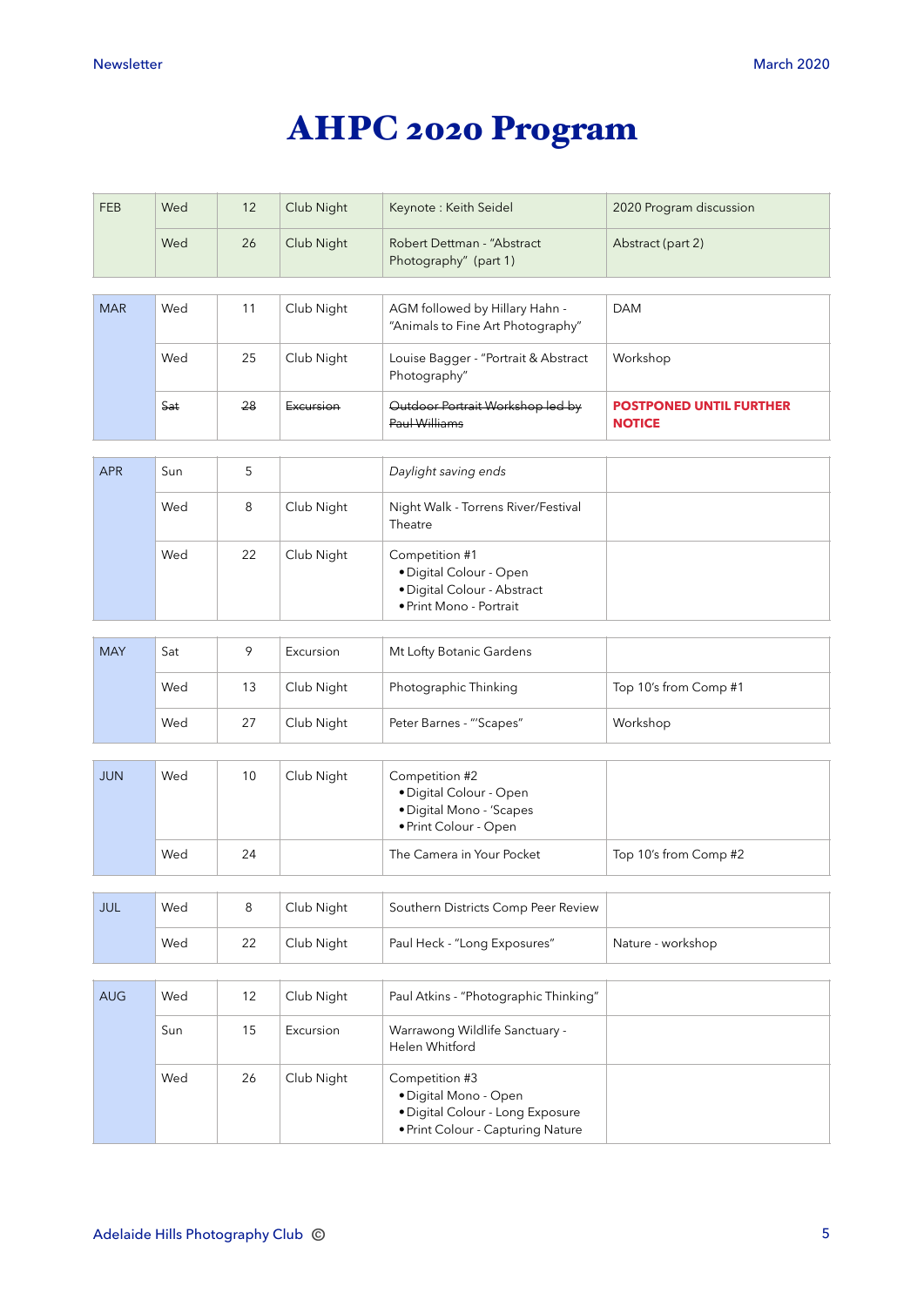# AHPC 2020 Program

| Month | Day | Date | Event | Details | Notes |
|---|---|---|---|---|---|
| FEB | Wed | 12 | Club Night | Keynote : Keith Seidel | 2020 Program discussion |
| | Wed | 26 | Club Night | Robert Dettman - "Abstract Photography" (part 1) | Abstract (part 2) |
| MAR | Wed | 11 | Club Night | AGM followed by Hillary Hahn - "Animals to Fine Art Photography" | DAM |
| | Wed | 25 | Club Night | Louise Bagger - "Portrait & Abstract Photography" | Workshop |
| | ~~Sat~~ | ~~28~~ | ~~Excursion~~ | ~~Outdoor Portrait Workshop led by Paul Williams~~ | **POSTPONED UNTIL FURTHER NOTICE** |
| APR | Sun | 5 | | *Daylight saving ends* | |
| | Wed | 8 | Club Night | Night Walk - Torrens River/Festival Theatre | |
| | Wed | 22 | Club Night | Competition #1<br>• Digital Colour - Open<br>• Digital Colour - Abstract<br>• Print Mono - Portrait | |
| MAY | Sat | 9 | Excursion | Mt Lofty Botanic Gardens | |
| | Wed | 13 | Club Night | Photographic Thinking | Top 10's from Comp #1 |
| | Wed | 27 | Club Night | Peter Barnes - "'Scapes" | Workshop |
| JUN | Wed | 10 | Club Night | Competition #2<br>• Digital Colour - Open<br>• Digital Mono - 'Scapes<br>• Print Colour - Open | |
| | Wed | 24 | | The Camera in Your Pocket | Top 10's from Comp #2 |
| JUL | Wed | 8 | Club Night | Southern Districts Comp Peer Review | |
| | Wed | 22 | Club Night | Paul Heck - "Long Exposures" | Nature - workshop |
| AUG | Wed | 12 | Club Night | Paul Atkins - "Photographic Thinking" | |
| | Sun | 15 | Excursion | Warrawong Wildlife Sanctuary - Helen Whitford | |
| | Wed | 26 | Club Night | Competition #3<br>• Digital Mono - Open<br>• Digital Colour - Long Exposure<br>• Print Colour - Capturing Nature | |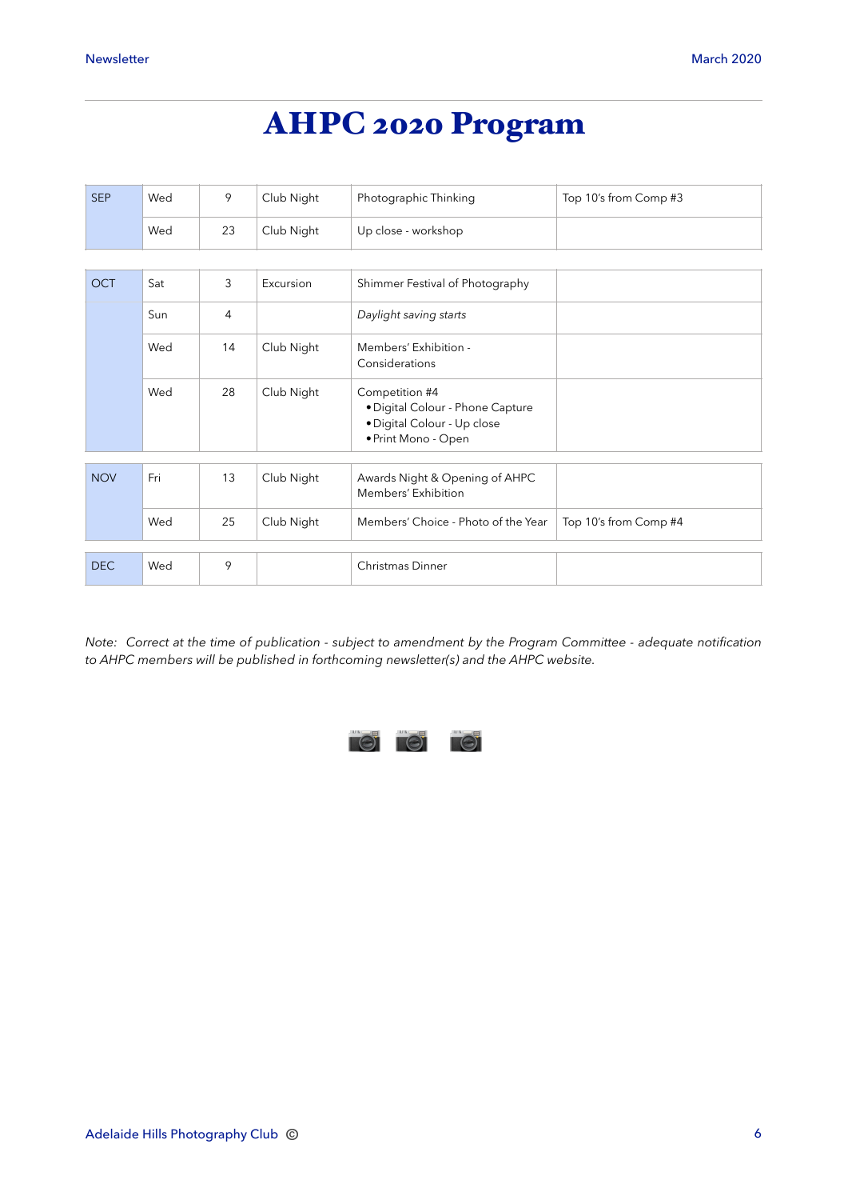# AHPC 2020 Program

| | | | | | |
|---|---|---|---|---|---|
| SEP | Wed | 9 | Club Night | Photographic Thinking | Top 10's from Comp #3 |
| | Wed | 23 | Club Night | Up close - workshop | |
| OCT | Sat | 3 | Excursion | Shimmer Festival of Photography | |
| | Sun | 4 | | *Daylight saving starts* | |
| | Wed | 14 | Club Night | Members' Exhibition - Considerations | |
| | Wed | 28 | Club Night | Competition #4<br>• Digital Colour - Phone Capture<br>• Digital Colour - Up close<br>• Print Mono - Open | |
| NOV | Fri | 13 | Club Night | Awards Night & Opening of AHPC Members' Exhibition | |
| | Wed | 25 | Club Night | Members' Choice - Photo of the Year | Top 10's from Comp #4 |
| DEC | Wed | 9 | | Christmas Dinner | |

*Note: Correct at the time of publication - subject to amendment by the Program Committee - adequate notification to AHPC members will be published in forthcoming newsletter(s) and the AHPC website.*

📷 📷 📷